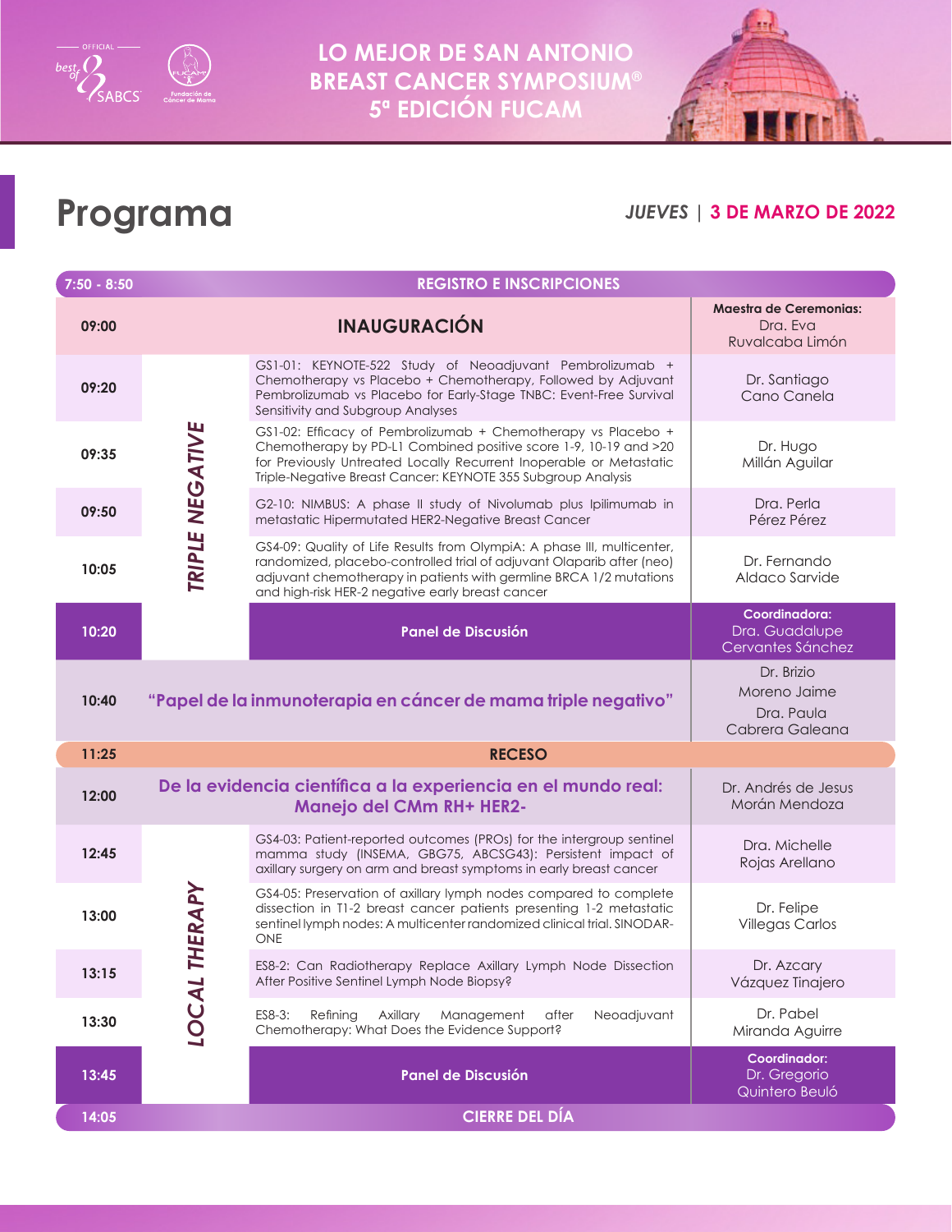# LO MEJOR DE SAN ANTONIO BREAST CANCER SYMPOSIUM® 5ª EDICIÓN FUCAM

## Programa

***JUEVES*** | **3 DE MARZO DE 2022**

| Hora | Sección | Tema | Ponente |
|---|---|---|---|
| **7:50 - 8:50** | | **REGISTRO E INSCRIPCIONES** | |
| **09:00** | | **INAUGURACIÓN** | **Maestra de Ceremonias:** Dra. Eva Ruvalcaba Limón |
| **09:20** | ***TRIPLE NEGATIVE*** | GS1-01: KEYNOTE-522 Study of Neoadjuvant Pembrolizumab + Chemotherapy vs Placebo + Chemotherapy, Followed by Adjuvant Pembrolizumab vs Placebo for Early-Stage TNBC: Event-Free Survival Sensitivity and Subgroup Analyses | Dr. Santiago Cano Canela |
| **09:35** | ***TRIPLE NEGATIVE*** | GS1-02: Efficacy of Pembrolizumab + Chemotherapy vs Placebo + Chemotherapy by PD-L1 Combined positive score 1-9, 10-19 and >20 for Previously Untreated Locally Recurrent Inoperable or Metastatic Triple-Negative Breast Cancer: KEYNOTE 355 Subgroup Analysis | Dr. Hugo Millán Aguilar |
| **09:50** | ***TRIPLE NEGATIVE*** | G2-10: NIMBUS: A phase II study of Nivolumab plus Ipilimumab in metastatic Hipermutated HER2-Negative Breast Cancer | Dra. Perla Pérez Pérez |
| **10:05** | ***TRIPLE NEGATIVE*** | GS4-09: Quality of Life Results from OlympiA: A phase III, multicenter, randomized, placebo-controlled trial of adjuvant Olaparib after (neo) adjuvant chemotherapy in patients with germline BRCA 1/2 mutations and high-risk HER-2 negative early breast cancer | Dr. Fernando Aldaco Sarvide |
| **10:20** | | **Panel de Discusión** | **Coordinadora:** Dra. Guadalupe Cervantes Sánchez |
| **10:40** | | **"Papel de la inmunoterapia en cáncer de mama triple negativo"** | Dr. Brizio Moreno Jaime; Dra. Paula Cabrera Galeana |
| **11:25** | | **RECESO** | |
| **12:00** | | **De la evidencia científica a la experiencia en el mundo real: Manejo del CMm RH+ HER2-** | Dr. Andrés de Jesus Morán Mendoza |
| **12:45** | ***LOCAL THERAPY*** | GS4-03: Patient-reported outcomes (PROs) for the intergroup sentinel mamma study (INSEMA, GBG75, ABCSG43): Persistent impact of axillary surgery on arm and breast symptoms in early breast cancer | Dra. Michelle Rojas Arellano |
| **13:00** | ***LOCAL THERAPY*** | GS4-05: Preservation of axillary lymph nodes compared to complete dissection in T1-2 breast cancer patients presenting 1-2 metastatic sentinel lymph nodes: A multicenter randomized clinical trial. SINODAR-ONE | Dr. Felipe Villegas Carlos |
| **13:15** | ***LOCAL THERAPY*** | ES8-2: Can Radiotherapy Replace Axillary Lymph Node Dissection After Positive Sentinel Lymph Node Biopsy? | Dr. Azcary Vázquez Tinajero |
| **13:30** | ***LOCAL THERAPY*** | ES8-3: Refining Axillary Management after Neoadjuvant Chemotherapy: What Does the Evidence Support? | Dr. Pabel Miranda Aguirre |
| **13:45** | | **Panel de Discusión** | **Coordinador:** Dr. Gregorio Quintero Beuló |
| **14:05** | | **CIERRE DEL DÍA** | |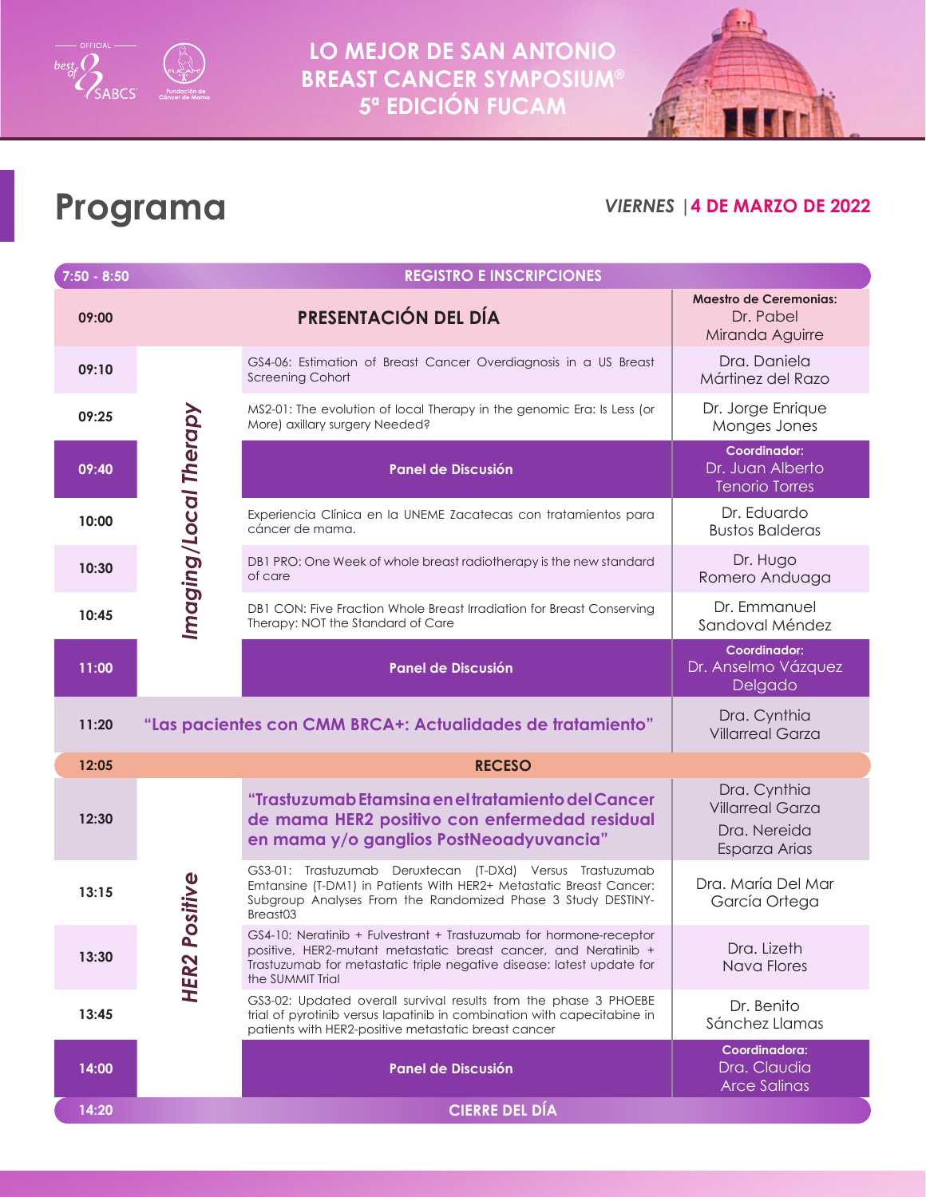# LO MEJOR DE SAN ANTONIO BREAST CANCER SYMPOSIUM® 5ª EDICIÓN FUCAM

## Programa

*VIERNES* | **4 DE MARZO DE 2022**

| Hora | Sesión | Tema | Ponente |
|---|---|---|---|
| 7:50 - 8:50 | | **REGISTRO E INSCRIPCIONES** | |
| 09:00 | | **PRESENTACIÓN DEL DÍA** | **Maestro de Ceremonias:** Dr. Pabel Miranda Aguirre |
| 09:10 | *Imaging/Local Therapy* | GS4-06: Estimation of Breast Cancer Overdiagnosis in a US Breast Screening Cohort | Dra. Daniela Mártinez del Razo |
| 09:25 | *Imaging/Local Therapy* | MS2-01: The evolution of local Therapy in the genomic Era: Is Less (or More) axillary surgery Needed? | Dr. Jorge Enrique Monges Jones |
| 09:40 | *Imaging/Local Therapy* | **Panel de Discusión** | **Coordinador:** Dr. Juan Alberto Tenorio Torres |
| 10:00 | *Imaging/Local Therapy* | Experiencia Clínica en la UNEME Zacatecas con tratamientos para cáncer de mama. | Dr. Eduardo Bustos Balderas |
| 10:30 | *Imaging/Local Therapy* | DB1 PRO: One Week of whole breast radiotherapy is the new standard of care | Dr. Hugo Romero Anduaga |
| 10:45 | *Imaging/Local Therapy* | DB1 CON: Five Fraction Whole Breast Irradiation for Breast Conserving Therapy: NOT the Standard of Care | Dr. Emmanuel Sandoval Méndez |
| 11:00 | *Imaging/Local Therapy* | **Panel de Discusión** | **Coordinador:** Dr. Anselmo Vázquez Delgado |
| 11:20 | | **"Las pacientes con CMM BRCA+: Actualidades de tratamiento"** | Dra. Cynthia Villarreal Garza |
| 12:05 | | **RECESO** | |
| 12:30 | *HER2 Positive* | **"Trastuzumab Etamsina en el tratamiento del Cancer de mama HER2 positivo con enfermedad residual en mama y/o ganglios PostNeoadyuvancia"** | Dra. Cynthia Villarreal Garza<br>Dra. Nereida Esparza Arias |
| 13:15 | *HER2 Positive* | GS3-01: Trastuzumab Deruxtecan (T-DXd) Versus Trastuzumab Emtansine (T-DM1) in Patients With HER2+ Metastatic Breast Cancer: Subgroup Analyses From the Randomized Phase 3 Study DESTINY-Breast03 | Dra. María Del Mar García Ortega |
| 13:30 | *HER2 Positive* | GS4-10: Neratinib + Fulvestrant + Trastuzumab for hormone-receptor positive, HER2-mutant metastatic breast cancer, and Neratinib + Trastuzumab for metastatic triple negative disease: latest update for the SUMMIT Trial | Dra. Lizeth Nava Flores |
| 13:45 | *HER2 Positive* | GS3-02: Updated overall survival results from the phase 3 PHOEBE trial of pyrotinib versus lapatinib in combination with capecitabine in patients with HER2-positive metastatic breast cancer | Dr. Benito Sánchez Llamas |
| 14:00 | *HER2 Positive* | **Panel de Discusión** | **Coordinadora:** Dra. Claudia Arce Salinas |
| 14:20 | | **CIERRE DEL DÍA** | |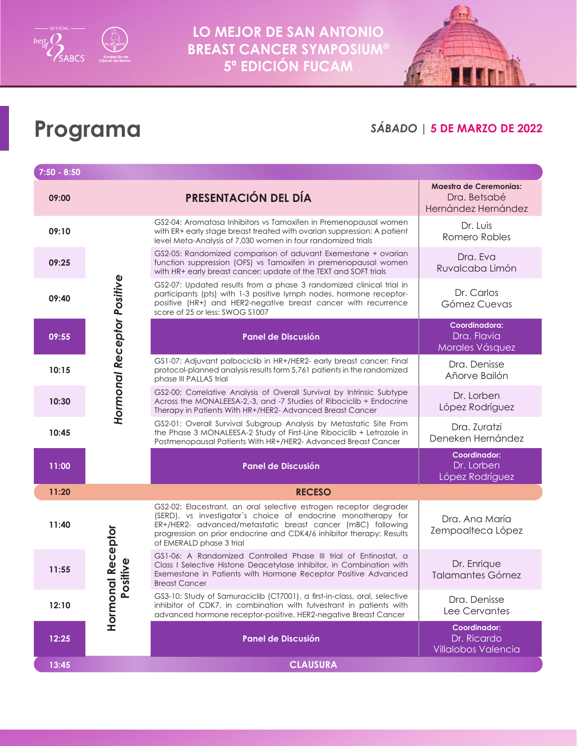# LO MEJOR DE SAN ANTONIO BREAST CANCER SYMPOSIUM® 5ª EDICIÓN FUCAM

## Programa

***SÁBADO* | 5 DE MARZO DE 2022**

| Hora | Sesión | Tema | Ponente |
|---|---|---|---|
| 7:50 - 8:50 | | | |
| 09:00 | | **PRESENTACIÓN DEL DÍA** | **Maestra de Ceremonias:** Dra. Betsabé Hernández Hernández |
| 09:10 | *Hormonal Receptor Positive* | GS2-04: Aromatasa Inhibitors vs Tamoxifen in Premenopausal women with ER+ early stage breast treated with ovarian suppression: A patient level Meta-Analysis of 7,030 women in four randomized trials | Dr. Luis Romero Robles |
| 09:25 | *Hormonal Receptor Positive* | GS2-05: Randomized comparison of aduvant Exemestane + ovarian function suppression (OFS) vs Tamoxifen in premenopausal women with HR+ early breast cancer: update of the TEXT and SOFT trials | Dra. Eva Ruvalcaba Limón |
| 09:40 | *Hormonal Receptor Positive* | GS2-07: Updated results from a phase 3 randomized clinical trial in participants (pts) with 1-3 positive lymph nodes, hormone receptor-positive (HR+) and HER2-negative breast cancer with recurrence score of 25 or less: SWOG S1007 | Dr. Carlos Gómez Cuevas |
| 09:55 | *Hormonal Receptor Positive* | **Panel de Discusión** | **Coordinadora:** Dra. Flavia Morales Vásquez |
| 10:15 | *Hormonal Receptor Positive* | GS1-07: Adjuvant palbociclib in HR+/HER2- early breast cancer: Final protocol-planned analysis results form 5,761 patients in the randomized phase III PALLAS trial | Dra. Denisse Añorve Bailón |
| 10:30 | *Hormonal Receptor Positive* | GS2-00: Correlative Analysis of Overall Survival by Intrinsic Subtype Across the MONALEESA-2,-3, and -7 Studies of Ribociclib + Endocrine Therapy in Patients With HR+/HER2- Advanced Breast Cancer | Dr. Lorben López Rodríguez |
| 10:45 | *Hormonal Receptor Positive* | GS2-01: Overall Survival Subgroup Analysis by Metastatic Site From the Phase 3 MONALEESA-2 Study of First-Line Ribociclib + Letrozole in Postmenopausal Patients With HR+/HER2- Advanced Breast Cancer | Dra. Zuratzi Deneken Hernández |
| 11:00 | | **Panel de Discusión** | **Coordinador:** Dr. Lorben López Rodríguez |
| 11:20 | | **RECESO** | |
| 11:40 | **Hormonal Receptor Positive** | GS2-02: Elacestrant, an oral selective estrogen receptor degrader (SERD), vs investigator´s choice of endocrine monotherapy for ER+/HER2- advanced/metastatic breast cancer (mBC) following progression on prior endocrine and CDK4/6 inhibitor therapy: Results of EMERALD phase 3 trial | Dra. Ana María Zempoalteca López |
| 11:55 | **Hormonal Receptor Positive** | GS1-06: A Randomized Controlled Phase III trial of Entinostat, a Class I Selective Histone Deacetylase Inhibitor, in Combination with Exemestane in Patients with Hormone Receptor Positive Advanced Breast Cancer | Dr. Enrique Talamantes Gómez |
| 12:10 | **Hormonal Receptor Positive** | GS3-10: Study of Samuraciclib (CT7001), a first-in-class, oral, selective inhibitor of CDK7, in combination with fulvestrant in patients with advanced hormone receptor-positive, HER2-negative Breast Cancer | Dra. Denisse Lee Cervantes |
| 12:25 | **Hormonal Receptor Positive** | **Panel de Discusión** | **Coordinador:** Dr. Ricardo Villalobos Valencia |
| 13:45 | | **CLAUSURA** | |